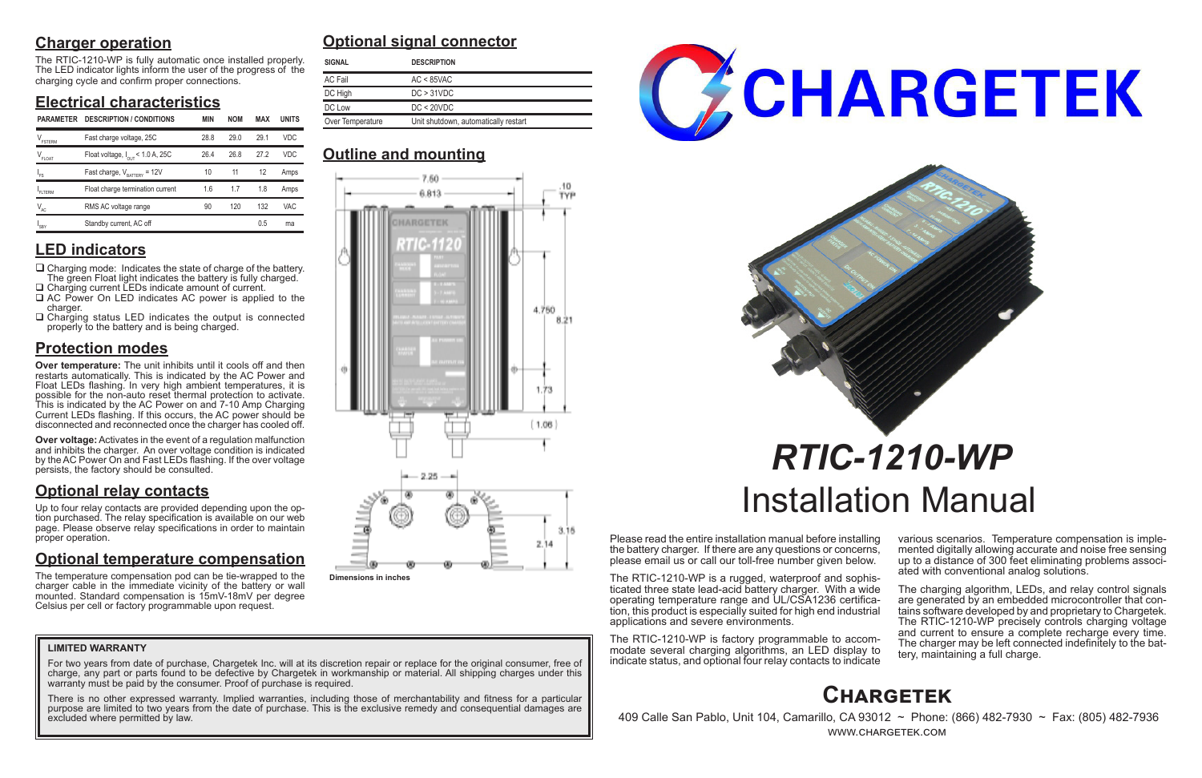## Charger operation

The RTIC-1210-WP is fully automatic once installed properly. The LED indicator lights inform the user of the progress of the charging cycle and confirm proper connections.

## Electrical characteristics

| PARAMETER | DESCRIPTION / CONDITIONS | MIN | NOM | MAX | UNITS |
|---|---|---|---|---|---|
| $V_{FSTERM}$ | Fast charge voltage, 25C | 28.8 | 29.0 | 29.1 | VDC |
| $V_{FLOAT}$ | Float voltage, $I_{OUT}$ < 1.0 A, 25C | 26.4 | 26.8 | 27.2 | VDC |
| $I_{FS}$ | Fast charge, $V_{BATTERY}$ = 12V | 10 | 11 | 12 | Amps |
| $I_{FLTERM}$ | Float charge termination current | 1.6 | 1.7 | 1.8 | Amps |
| $V_{AC}$ | RMS AC voltage range | 90 | 120 | 132 | VAC |
| $I_{SBY}$ | Standby current, AC off | | | 0.5 | ma |

## LED indicators

- ❑ Charging mode: Indicates the state of charge of the battery. The green Float light indicates the battery is fully charged.
- ❑ Charging current LEDs indicate amount of current.
- ❑ AC Power On LED indicates AC power is applied to the charger.
- ❑ Charging status LED indicates the output is connected properly to the battery and is being charged.

## Protection modes

**Over temperature:** The unit inhibits until it cools off and then restarts automatically. This is indicated by the AC Power and Float LEDs flashing. In very high ambient temperatures, it is possible for the non-auto reset thermal protection to activate. This is indicated by the AC Power on and 7-10 Amp Charging Current LEDs flashing. If this occurs, the AC power should be disconnected and reconnected once the charger has cooled off.

**Over voltage:** Activates in the event of a regulation malfunction and inhibits the charger. An over voltage condition is indicated by the AC Power On and Fast LEDs flashing. If the over voltage persists, the factory should be consulted.

## Optional relay contacts

Up to four relay contacts are provided depending upon the option purchased. The relay specification is available on our web page. Please observe relay specifications in order to maintain proper operation.

## Optional temperature compensation

The temperature compensation pod can be tie-wrapped to the charger cable in the immediate vicinity of the battery or wall mounted. Standard compensation is 15mV-18mV per degree Celsius per cell or factory programmable upon request.

## Optional signal connector

| SIGNAL | DESCRIPTION |
|---|---|
| AC Fail | AC < 85VAC |
| DC High | DC > 31VDC |
| DC Low | DC < 20VDC |
| Over Temperature | Unit shutdown, automatically restart |

## Outline and mounting

Dimensions in inches

**LIMITED WARRANTY**

For two years from date of purchase, Chargetek Inc. will at its discretion repair or replace for the original consumer, free of charge, any part or parts found to be defective by Chargetek in workmanship or material. All shipping charges under this warranty must be paid by the consumer. Proof of purchase is required.

There is no other expressed warranty. Implied warranties, including those of merchantability and fitness for a particular purpose are limited to two years from the date of purchase. This is the exclusive remedy and consequential damages are excluded where permitted by law.

# CHARGETEK

# *RTIC-1210-WP*
# Installation Manual

Please read the entire installation manual before installing the battery charger. If there are any questions or concerns, please email us or call our toll-free number given below.

The RTIC-1210-WP is a rugged, waterproof and sophisticated three state lead-acid battery charger. With a wide operating temperature range and UL/CSA1236 certification, this product is especially suited for high end industrial applications and severe environments.

The RTIC-1210-WP is factory programmable to accommodate several charging algorithms, an LED display to indicate status, and optional four relay contacts to indicate various scenarios. Temperature compensation is implemented digitally allowing accurate and noise free sensing up to a distance of 300 feet eliminating problems associated with conventional analog solutions.

The charging algorithm, LEDs, and relay control signals are generated by an embedded microcontroller that contains software developed by and proprietary to Chargetek. The RTIC-1210-WP precisely controls charging voltage and current to ensure a complete recharge every time. The charger may be left connected indefinitely to the battery, maintaining a full charge.

## Chargetek

409 Calle San Pablo, Unit 104, Camarillo, CA 93012 ~ Phone: (866) 482-7930 ~ Fax: (805) 482-7936
WWW.CHARGETEK.COM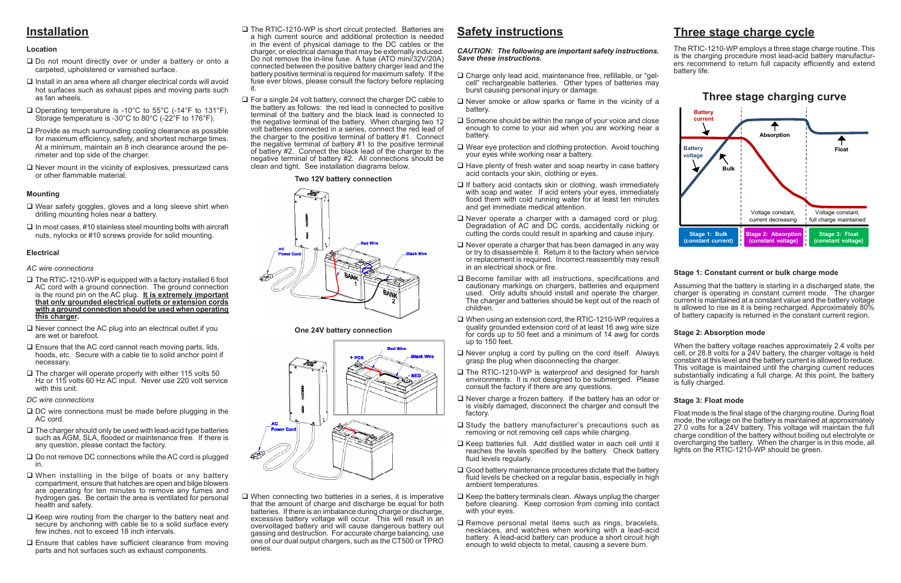## Installation

### Location

- ❑ Do not mount directly over or under a battery or onto a carpeted, upholstered or varnished surface.
- ❑ Install in an area where all charger electrical cords will avoid hot surfaces such as exhaust pipes and moving parts such as fan wheels.
- ❑ Operating temperature is -10°C to 55°C (-14°F to 131°F). Storage temperature is -30°C to 80°C (-22°F to 176°F).
- ❑ Provide as much surrounding cooling clearance as possible for maximum efficiency, safety, and shortest recharge times. At a minimum, maintain an 8 inch clearance around the perimeter and top side of the charger.
- ❑ Never mount in the vicinity of explosives, pressurized cans or other flammable material.

### Mounting

- ❑ Wear safety goggles, gloves and a long sleeve shirt when drilling mounting holes near a battery.
- ❑ In most cases, #10 stainless steel mounting bolts with aircraft nuts, nylocks or #10 screws provide for solid mounting.

### Electrical

*AC wire connections*

- ❑ The RTIC-1210-WP is equipped with a factory installed 6 foot AC cord with a ground connection. The ground connection is the round pin on the AC plug. **It is extremely important that only grounded electrical outlets or extension cords with a ground connection should be used when operating this charger.**
- ❑ Never connect the AC plug into an electrical outlet if you are wet or barefoot.
- ❑ Ensure that the AC cord cannot reach moving parts, lids, hoods, etc. Secure with a cable tie to solid anchor point if necessary.
- ❑ The charger will operate properly with either 115 volts 50 Hz or 115 volts 60 Hz AC input. Never use 220 volt service with this unit.

*DC wire connections*

- ❑ DC wire connections must be made before plugging in the AC cord.
- ❑ The charger should only be used with lead-acid type batteries such as AGM, SLA, flooded or maintenance free. If there is any question, please contact the factory.
- ❑ Do not remove DC connections while the AC cord is plugged in.
- ❑ When installing in the bilge of boats or any battery compartment, ensure that hatches are open and bilge blowers are operating for ten minutes to remove any fumes and hydrogen gas. Be certain the area is ventilated for personal health and safety.
- ❑ Keep wire routing from the charger to the battery neat and secure by anchoring with cable tie to a solid surface every few inches, not to exceed 18 inch intervals.
- ❑ Ensure that cables have sufficient clearance from moving parts and hot surfaces such as exhaust components.
- ❑ The RTIC-1210-WP is short circuit protected. Batteries are a high current source and additional protection is needed in the event of physical damage to the DC cables or the charger, or electrical damage that may be externally induced. Do not remove the in-line fuse. A fuse (ATO mini/32V/20A) connected between the positive battery charger lead and the battery positive terminal is required for maximum safety. If the fuse ever blows, please consult the factory before replacing it.
- ❑ For a single 24 volt battery, connect the charger DC cable to the battery as follows: the red lead is connected to positive terminal of the battery and the black lead is connected to the negative terminal of the battery. When charging two 12 volt batteries connected in a series, connect the red lead of the charger to the positive terminal of battery #1. Connect the negative terminal of battery #1 to the positive terminal of battery #2. Connect the black lead of the charger to the negative terminal of battery #2. All connections should be clean and tight. See installation diagrams below.

**Two 12V battery connection**

AC Power Cord
Red Wire
Black Wire
BANK 1
BANK 2

**One 24V battery connection**

Red Wire
+ POS
Black Wire
- NEG
AC Power Cord

- ❑ When connecting two batteries in a series, it is imperative that the amount of charge and discharge be equal for both batteries. If there is an imbalance during charge or discharge, excessive battery voltage will occur. This will result in an overvoltaged battery and will cause dangerous battery out gassing and destruction. For accurate charge balancing, use one of our dual output chargers, such as the CT500 or TPRO series.

## Safety instructions

***CAUTION: The following are important safety instructions. Save these instructions.***

- ❑ Charge only lead acid, maintenance free, refillable, or "gel-cell" rechargeable batteries. Other types of batteries may burst causing personal injury or damage.
- ❑ Never smoke or allow sparks or flame in the vicinity of a battery.
- ❑ Someone should be within the range of your voice and close enough to come to your aid when you are working near a battery.
- ❑ Wear eye protection and clothing protection. Avoid touching your eyes while working near a battery.
- ❑ Have plenty of fresh water and soap nearby in case battery acid contacts your skin, clothing or eyes.
- ❑ If battery acid contacts skin or clothing, wash immediately with soap and water. If acid enters your eyes, immediately flood them with cold running water for at least ten minutes and get immediate medical attention.
- ❑ Never operate a charger with a damaged cord or plug. Degradation of AC and DC cords, accidentally nicking or cutting the cords could result in sparking and cause injury.
- ❑ Never operate a charger that has been damaged in any way or try to disassemble it. Return it to the factory when service or replacement is required. Incorrect reassembly may result in an electrical shock or fire.
- ❑ Become familiar with all instructions, specifications and cautionary markings on chargers, batteries and equipment used. Only adults should install and operate the charger. The charger and batteries should be kept out of the reach of children.
- ❑ When using an extension cord, the RTIC-1210-WP requires a quality grounded extension cord of at least 16 awg wire size for cords up to 50 feet and a minimum of 14 awg for cords up to 150 feet.
- ❑ Never unplug a cord by pulling on the cord itself. Always grasp the plug when disconnecting the charger.
- ❑ The RTIC-1210-WP is waterproof and designed for harsh environments. It is not designed to be submerged. Please consult the factory if there are any questions.
- ❑ Never charge a frozen battery. If the battery has an odor or is visibly damaged, disconnect the charger and consult the factory.
- ❑ Study the battery manufacturer's precautions such as removing or not removing cell caps while charging.
- ❑ Keep batteries full. Add distilled water in each cell until it reaches the levels specified by the battery. Check battery fluid levels regularly.
- ❑ Good battery maintenance procedures dictate that the battery fluid levels be checked on a regular basis, especially in high ambient temperatures.
- ❑ Keep the battery terminals clean. Always unplug the charger before cleaning. Keep corrosion from coming into contact with your eyes.
- ❑ Remove personal metal items such as rings, bracelets, necklaces, and watches when working with a lead-acid battery. A lead-acid battery can produce a short circuit high enough to weld objects to metal, causing a severe burn.

## Three stage charge cycle

The RTIC-1210-WP employs a three stage charge routine. This is the charging procedure most lead-acid battery manufacturers recommend to return full capacity efficiently and extend battery life.

**Three stage charging curve**

Battery current
Battery voltage
Bulk
Absorption
Float
Voltage constant, current decreasing
Voltage constant, full charge maintained
Stage 1: Bulk (constant current)
Stage 2: Absorption (constant voltage)
Stage 3: Float (constant voltage)

### Stage 1: Constant current or bulk charge mode

Assuming that the battery is starting in a discharged state, the charger is operating in constant current mode. The charger current is maintained at a constant value and the battery voltage is allowed to rise as it is being recharged. Approximately 80% of battery capacity is returned in the constant current region.

### Stage 2: Absorption mode

When the battery voltage reaches approximately 2.4 volts per cell, or 28.8 volts for a 24V battery, the charger voltage is held constant at this level and the battery current is allowed to reduce. This voltage is maintained until the charging current reduces substantially indicating a full charge. At this point, the battery is fully charged.

### Stage 3: Float mode

Float mode is the final stage of the charging routine. During float mode, the voltage on the battery is maintained at approximately 27.0 volts for a 24V battery. This voltage will maintain the full charge condition of the battery without boiling out electrolyte or overcharging the battery. When the charger is in this mode, all lights on the RTIC-1210-WP should be green.